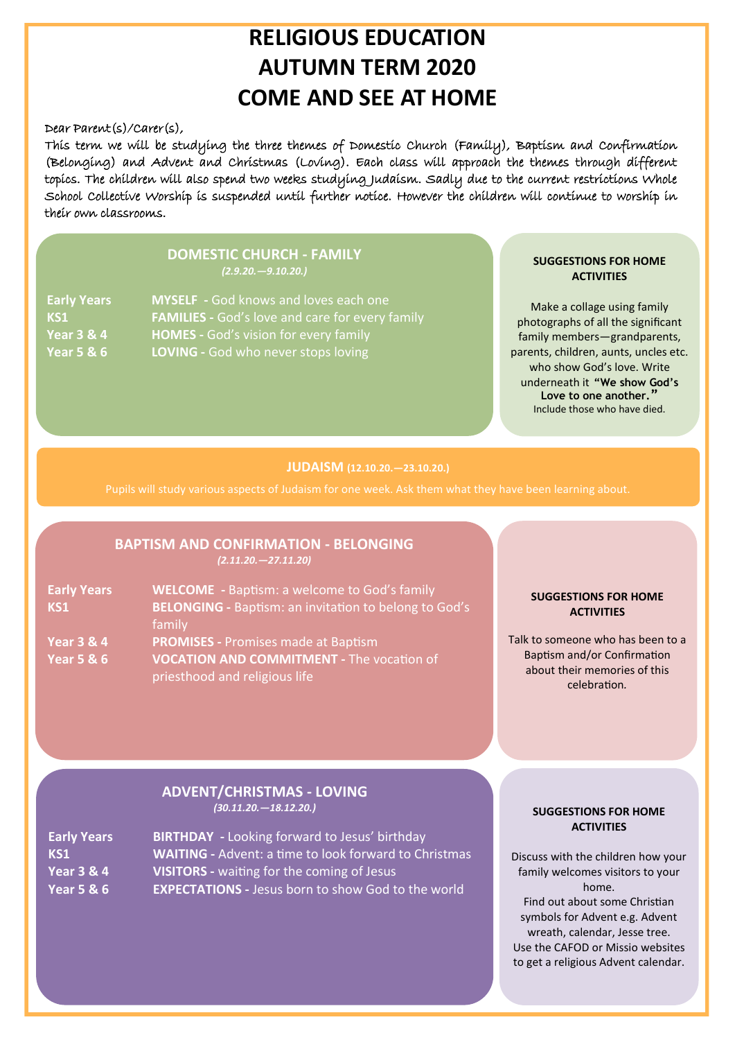# RELIGIOUS EDUCATION
# AUTUMN TERM 2020
# COME AND SEE AT HOME

Dear Parent(s)/Carer(s),

This term we will be studying the three themes of Domestic Church (Family), Baptism and Confirmation (Belonging) and Advent and Christmas (Loving). Each class will approach the themes through different topics. The children will also spend two weeks studying Judaism. Sadly due to the current restrictions Whole School Collective Worship is suspended until further notice. However the children will continue to worship in their own classrooms.

## DOMESTIC CHURCH - FAMILY

*(2.9.20.—9.10.20.)*

| | |
|---|---|
| **Early Years** | **MYSELF** - God knows and loves each one |
| **KS1** | **FAMILIES** - God's love and care for every family |
| **Year 3 & 4** | **HOMES** - God's vision for every family |
| **Year 5 & 6** | **LOVING** - God who never stops loving |

### SUGGESTIONS FOR HOME ACTIVITIES

Make a collage using family photographs of all the significant family members—grandparents, parents, children, aunts, uncles etc. who show God's love. Write underneath it **"We show God's Love to one another."** Include those who have died.

## JUDAISM (12.10.20.—23.10.20.)

Pupils will study various aspects of Judaism for one week. Ask them what they have been learning about.

## BAPTISM AND CONFIRMATION - BELONGING

*(2.11.20.—27.11.20)*

| | |
|---|---|
| **Early Years** | **WELCOME** - Baptism: a welcome to God's family |
| **KS1** | **BELONGING** - Baptism: an invitation to belong to God's family |
| **Year 3 & 4** | **PROMISES** - Promises made at Baptism |
| **Year 5 & 6** | **VOCATION AND COMMITMENT** - The vocation of priesthood and religious life |

### SUGGESTIONS FOR HOME ACTIVITIES

Talk to someone who has been to a Baptism and/or Confirmation about their memories of this celebration.

## ADVENT/CHRISTMAS - LOVING

*(30.11.20.—18.12.20.)*

| | |
|---|---|
| **Early Years** | **BIRTHDAY** - Looking forward to Jesus' birthday |
| **KS1** | **WAITING** - Advent: a time to look forward to Christmas |
| **Year 3 & 4** | **VISITORS** - waiting for the coming of Jesus |
| **Year 5 & 6** | **EXPECTATIONS** - Jesus born to show God to the world |

### SUGGESTIONS FOR HOME ACTIVITIES

Discuss with the children how your family welcomes visitors to your home.

Find out about some Christian symbols for Advent e.g. Advent wreath, calendar, Jesse tree.

Use the CAFOD or Missio websites to get a religious Advent calendar.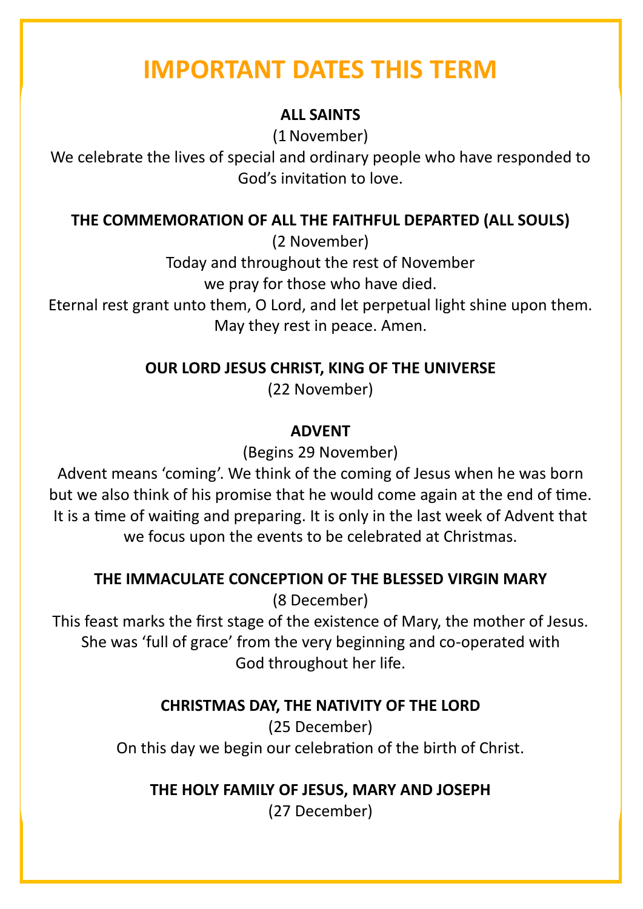# IMPORTANT DATES THIS TERM

**ALL SAINTS**

(1 November)

We celebrate the lives of special and ordinary people who have responded to God's invitation to love.

**THE COMMEMORATION OF ALL THE FAITHFUL DEPARTED (ALL SOULS)**

(2 November)

Today and throughout the rest of November
we pray for those who have died.
Eternal rest grant unto them, O Lord, and let perpetual light shine upon them.
May they rest in peace. Amen.

**OUR LORD JESUS CHRIST, KING OF THE UNIVERSE**

(22 November)

**ADVENT**

(Begins 29 November)

Advent means 'coming'. We think of the coming of Jesus when he was born but we also think of his promise that he would come again at the end of time. It is a time of waiting and preparing. It is only in the last week of Advent that we focus upon the events to be celebrated at Christmas.

**THE IMMACULATE CONCEPTION OF THE BLESSED VIRGIN MARY**

(8 December)

This feast marks the first stage of the existence of Mary, the mother of Jesus. She was 'full of grace' from the very beginning and co-operated with God throughout her life.

**CHRISTMAS DAY, THE NATIVITY OF THE LORD**

(25 December)

On this day we begin our celebration of the birth of Christ.

**THE HOLY FAMILY OF JESUS, MARY AND JOSEPH**

(27 December)